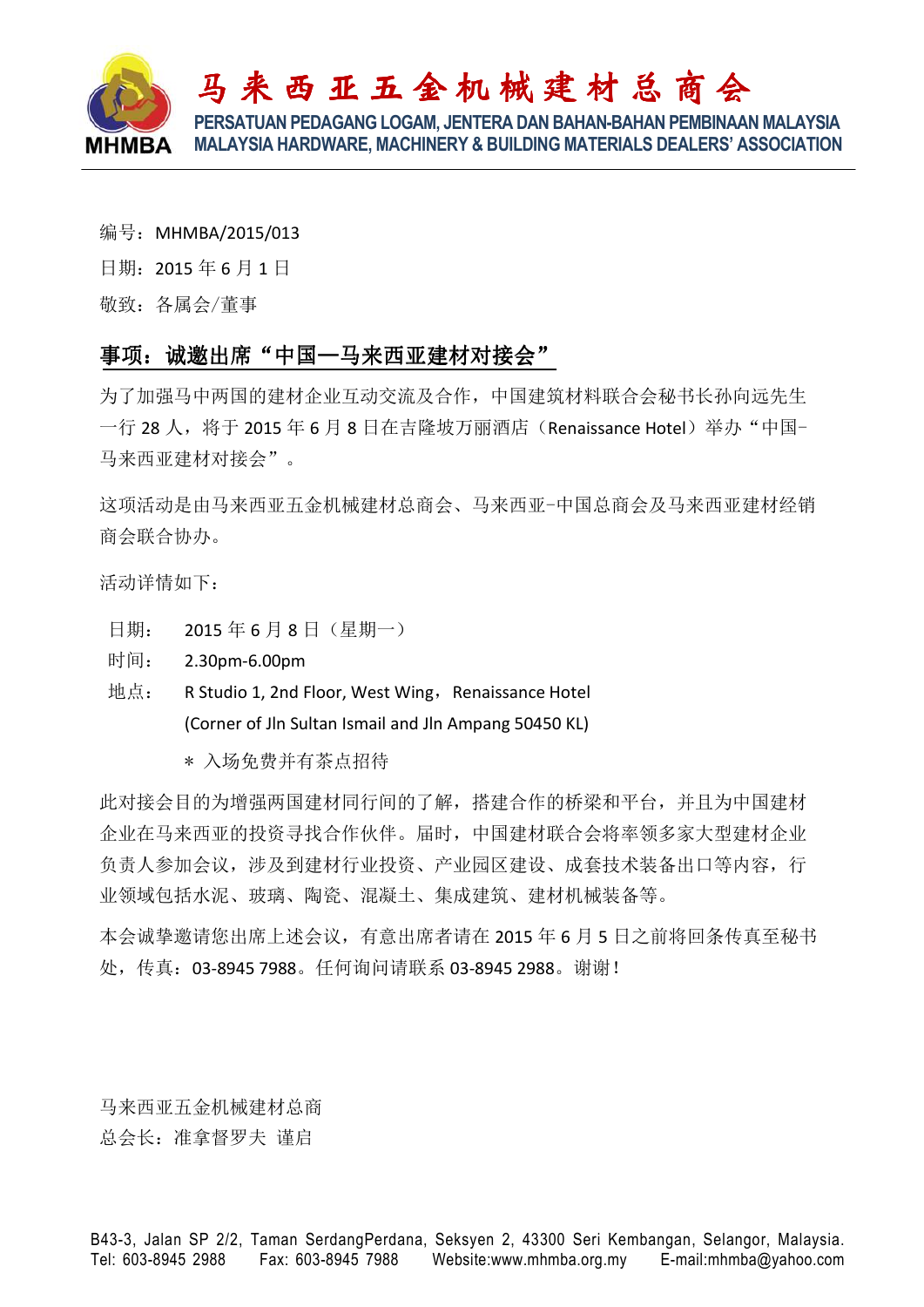# 马来西亚五金机械建材总商会

**PERSATUAN PEDAGANG LOGAM, JENTERA DAN BAHAN-BAHAN PEMBINAAN MALAYSIA**
**MALAYSIA HARDWARE, MACHINERY & BUILDING MATERIALS DEALERS' ASSOCIATION**

MHMBA

编号：MHMBA/2015/013

日期：2015 年 6 月 1 日

敬致：各属会/董事

## 事项：诚邀出席"中国—马来西亚建材对接会"

为了加强马中两国的建材企业互动交流及合作，中国建筑材料联合会秘书长孙向远先生一行 28 人，将于 2015 年 6 月 8 日在吉隆坡万丽酒店（Renaissance Hotel）举办"中国-马来西亚建材对接会"。

这项活动是由马来西亚五金机械建材总商会、马来西亚-中国总商会及马来西亚建材经销商会联合协办。

活动详情如下：

日期： 2015 年 6 月 8 日（星期一）

时间： 2.30pm-6.00pm

地点： R Studio 1, 2nd Floor, West Wing，Renaissance Hotel
(Corner of Jln Sultan Ismail and Jln Ampang 50450 KL)

＊ 入场免费并有茶点招待

此对接会目的为增强两国建材同行间的了解，搭建合作的桥梁和平台，并且为中国建材企业在马来西亚的投资寻找合作伙伴。届时，中国建材联合会将率领多家大型建材企业负责人参加会议，涉及到建材行业投资、产业园区建设、成套技术装备出口等内容，行业领域包括水泥、玻璃、陶瓷、混凝土、集成建筑、建材机械装备等。

本会诚挚邀请您出席上述会议，有意出席者请在 2015 年 6 月 5 日之前将回条传真至秘书处，传真：03-8945 7988。任何询问请联系 03-8945 2988。谢谢！

马来西亚五金机械建材总商

总会长：准拿督罗夫 谨启

B43-3, Jalan SP 2/2, Taman SerdangPerdana, Seksyen 2, 43300 Seri Kembangan, Selangor, Malaysia.
Tel: 603-8945 2988 Fax: 603-8945 7988 Website:www.mhmba.org.my E-mail:mhmba@yahoo.com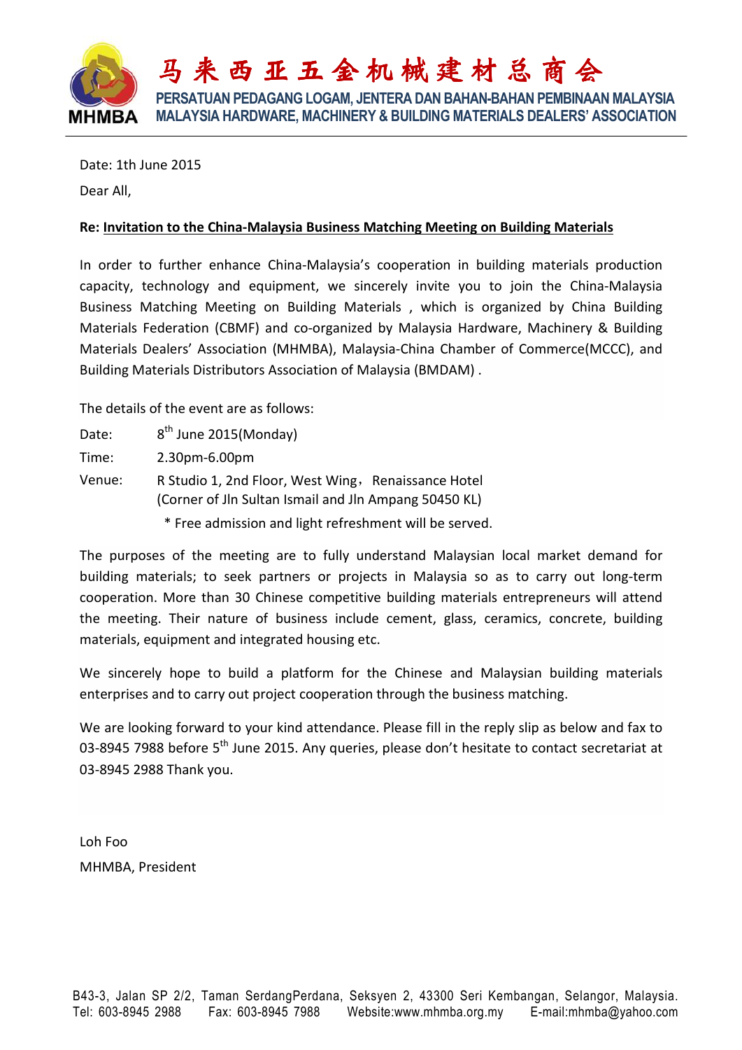# 马来西亚五金机械建材总商会

**PERSATUAN PEDAGANG LOGAM, JENTERA DAN BAHAN-BAHAN PEMBINAAN MALAYSIA**
**MALAYSIA HARDWARE, MACHINERY & BUILDING MATERIALS DEALERS' ASSOCIATION**

MHMBA

Date: 1th June 2015

Dear All,

**Re: Invitation to the China-Malaysia Business Matching Meeting on Building Materials**

In order to further enhance China-Malaysia's cooperation in building materials production capacity, technology and equipment, we sincerely invite you to join the China-Malaysia Business Matching Meeting on Building Materials , which is organized by China Building Materials Federation (CBMF) and co-organized by Malaysia Hardware, Machinery & Building Materials Dealers' Association (MHMBA), Malaysia-China Chamber of Commerce(MCCC), and Building Materials Distributors Association of Malaysia (BMDAM) .

The details of the event are as follows:

Date: 8th June 2015(Monday)

Time: 2.30pm-6.00pm

Venue: R Studio 1, 2nd Floor, West Wing，Renaissance Hotel
(Corner of Jln Sultan Ismail and Jln Ampang 50450 KL)

* Free admission and light refreshment will be served.

The purposes of the meeting are to fully understand Malaysian local market demand for building materials; to seek partners or projects in Malaysia so as to carry out long-term cooperation. More than 30 Chinese competitive building materials entrepreneurs will attend the meeting. Their nature of business include cement, glass, ceramics, concrete, building materials, equipment and integrated housing etc.

We sincerely hope to build a platform for the Chinese and Malaysian building materials enterprises and to carry out project cooperation through the business matching.

We are looking forward to your kind attendance. Please fill in the reply slip as below and fax to 03-8945 7988 before 5th June 2015. Any queries, please don't hesitate to contact secretariat at 03-8945 2988 Thank you.

Loh Foo
MHMBA, President

B43-3, Jalan SP 2/2, Taman SerdangPerdana, Seksyen 2, 43300 Seri Kembangan, Selangor, Malaysia.
Tel: 603-8945 2988 Fax: 603-8945 7988 Website:www.mhmba.org.my E-mail:mhmba@yahoo.com